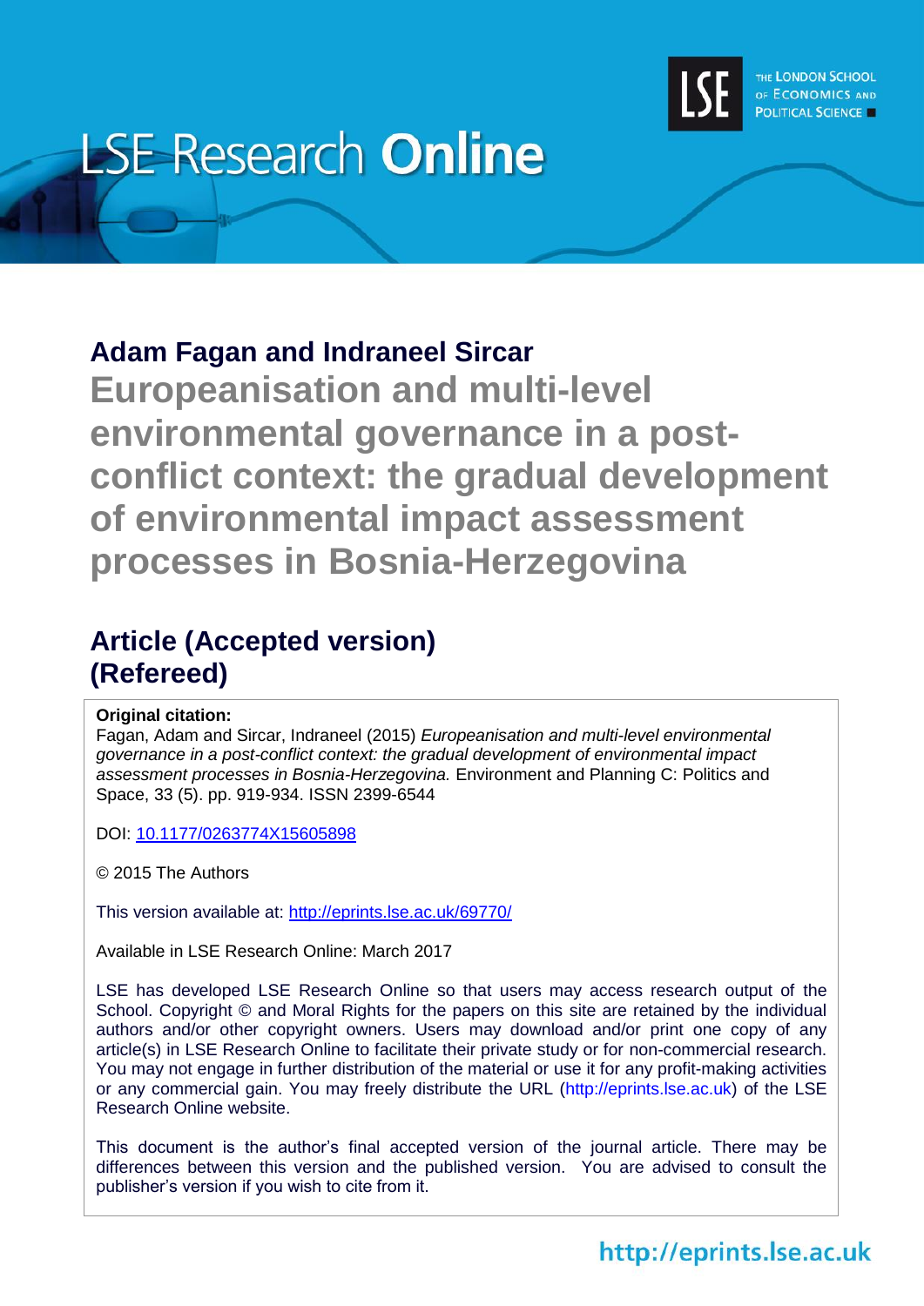LSE Research **Online**

THE LONDON SCHOOL OF ECONOMICS AND POLITICAL SCIENCE

**Adam Fagan and Indraneel Sircar**

# Europeanisation and multi-level environmental governance in a post-conflict context: the gradual development of environmental impact assessment processes in Bosnia-Herzegovina

## Article (Accepted version) (Refereed)

**Original citation:**
Fagan, Adam and Sircar, Indraneel (2015) *Europeanisation and multi-level environmental governance in a post-conflict context: the gradual development of environmental impact assessment processes in Bosnia-Herzegovina.* Environment and Planning C: Politics and Space, 33 (5). pp. 919-934. ISSN 2399-6544

DOI: 10.1177/0263774X15605898

© 2015 The Authors

This version available at: http://eprints.lse.ac.uk/69770/

Available in LSE Research Online: March 2017

LSE has developed LSE Research Online so that users may access research output of the School. Copyright © and Moral Rights for the papers on this site are retained by the individual authors and/or other copyright owners. Users may download and/or print one copy of any article(s) in LSE Research Online to facilitate their private study or for non-commercial research. You may not engage in further distribution of the material or use it for any profit-making activities or any commercial gain. You may freely distribute the URL (http://eprints.lse.ac.uk) of the LSE Research Online website.

This document is the author's final accepted version of the journal article. There may be differences between this version and the published version. You are advised to consult the publisher's version if you wish to cite from it.

http://eprints.lse.ac.uk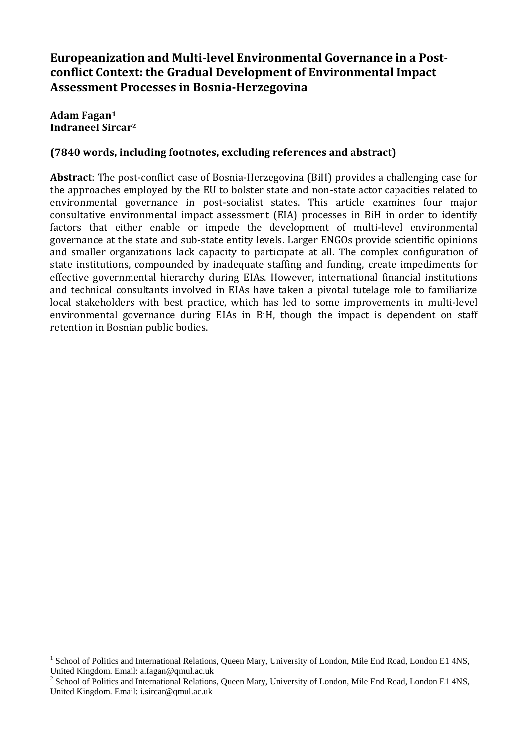# Europeanization and Multi-level Environmental Governance in a Post-conflict Context: the Gradual Development of Environmental Impact Assessment Processes in Bosnia-Herzegovina

**Adam Fagan**[1]
**Indraneel Sircar**[2]

**(7840 words, including footnotes, excluding references and abstract)**

**Abstract**: The post-conflict case of Bosnia-Herzegovina (BiH) provides a challenging case for the approaches employed by the EU to bolster state and non-state actor capacities related to environmental governance in post-socialist states. This article examines four major consultative environmental impact assessment (EIA) processes in BiH in order to identify factors that either enable or impede the development of multi-level environmental governance at the state and sub-state entity levels. Larger ENGOs provide scientific opinions and smaller organizations lack capacity to participate at all. The complex configuration of state institutions, compounded by inadequate staffing and funding, create impediments for effective governmental hierarchy during EIAs. However, international financial institutions and technical consultants involved in EIAs have taken a pivotal tutelage role to familiarize local stakeholders with best practice, which has led to some improvements in multi-level environmental governance during EIAs in BiH, though the impact is dependent on staff retention in Bosnian public bodies.

---

[1] School of Politics and International Relations, Queen Mary, University of London, Mile End Road, London E1 4NS, United Kingdom. Email: a.fagan@qmul.ac.uk

[2] School of Politics and International Relations, Queen Mary, University of London, Mile End Road, London E1 4NS, United Kingdom. Email: i.sircar@qmul.ac.uk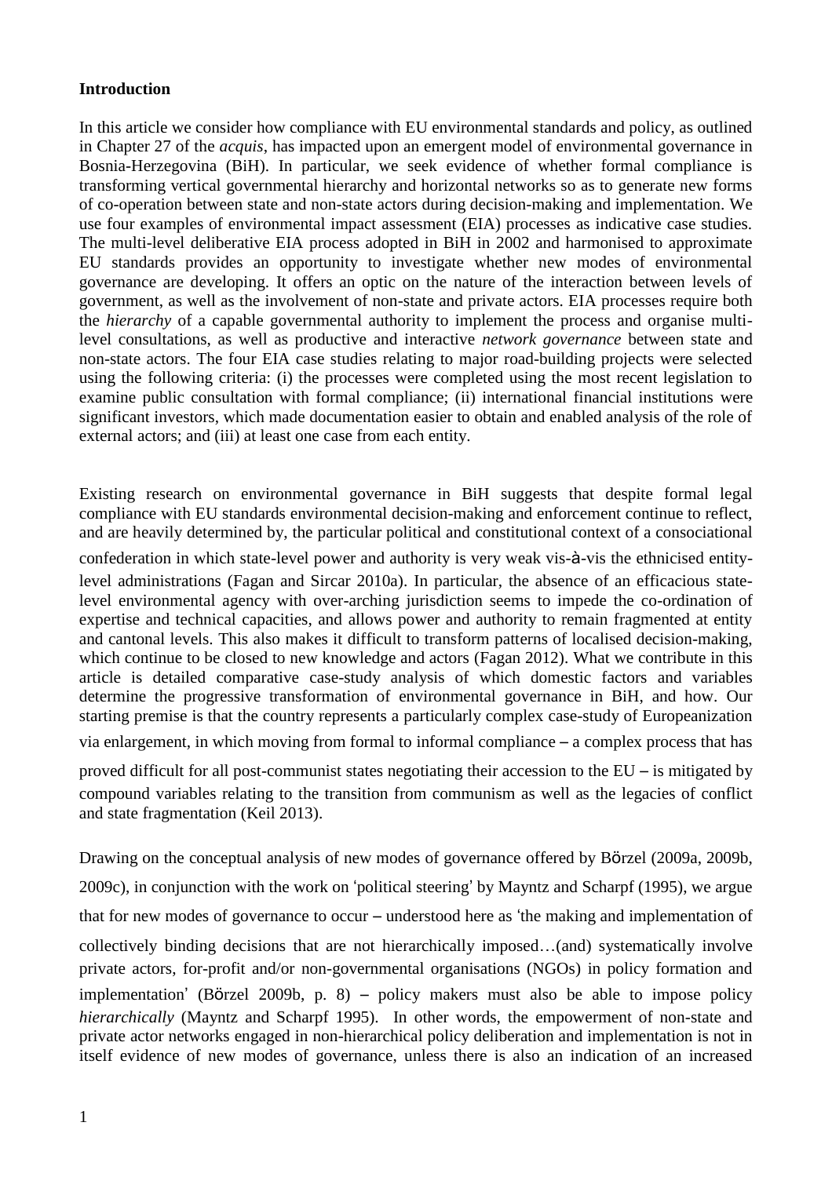**Introduction**

In this article we consider how compliance with EU environmental standards and policy, as outlined in Chapter 27 of the *acquis*, has impacted upon an emergent model of environmental governance in Bosnia-Herzegovina (BiH). In particular, we seek evidence of whether formal compliance is transforming vertical governmental hierarchy and horizontal networks so as to generate new forms of co-operation between state and non-state actors during decision-making and implementation. We use four examples of environmental impact assessment (EIA) processes as indicative case studies. The multi-level deliberative EIA process adopted in BiH in 2002 and harmonised to approximate EU standards provides an opportunity to investigate whether new modes of environmental governance are developing. It offers an optic on the nature of the interaction between levels of government, as well as the involvement of non-state and private actors. EIA processes require both the *hierarchy* of a capable governmental authority to implement the process and organise multi-level consultations, as well as productive and interactive *network governance* between state and non-state actors. The four EIA case studies relating to major road-building projects were selected using the following criteria: (i) the processes were completed using the most recent legislation to examine public consultation with formal compliance; (ii) international financial institutions were significant investors, which made documentation easier to obtain and enabled analysis of the role of external actors; and (iii) at least one case from each entity.

Existing research on environmental governance in BiH suggests that despite formal legal compliance with EU standards environmental decision-making and enforcement continue to reflect, and are heavily determined by, the particular political and constitutional context of a consociational confederation in which state-level power and authority is very weak vis-à-vis the ethnicised entity-level administrations (Fagan and Sircar 2010a). In particular, the absence of an efficacious state-level environmental agency with over-arching jurisdiction seems to impede the co-ordination of expertise and technical capacities, and allows power and authority to remain fragmented at entity and cantonal levels. This also makes it difficult to transform patterns of localised decision-making, which continue to be closed to new knowledge and actors (Fagan 2012). What we contribute in this article is detailed comparative case-study analysis of which domestic factors and variables determine the progressive transformation of environmental governance in BiH, and how. Our starting premise is that the country represents a particularly complex case-study of Europeanization via enlargement, in which moving from formal to informal compliance – a complex process that has proved difficult for all post-communist states negotiating their accession to the EU – is mitigated by compound variables relating to the transition from communism as well as the legacies of conflict and state fragmentation (Keil 2013).

Drawing on the conceptual analysis of new modes of governance offered by Börzel (2009a, 2009b, 2009c), in conjunction with the work on 'political steering' by Mayntz and Scharpf (1995), we argue that for new modes of governance to occur – understood here as 'the making and implementation of collectively binding decisions that are not hierarchically imposed…(and) systematically involve private actors, for-profit and/or non-governmental organisations (NGOs) in policy formation and implementation' (Börzel 2009b, p. 8) – policy makers must also be able to impose policy *hierarchically* (Mayntz and Scharpf 1995). In other words, the empowerment of non-state and private actor networks engaged in non-hierarchical policy deliberation and implementation is not in itself evidence of new modes of governance, unless there is also an indication of an increased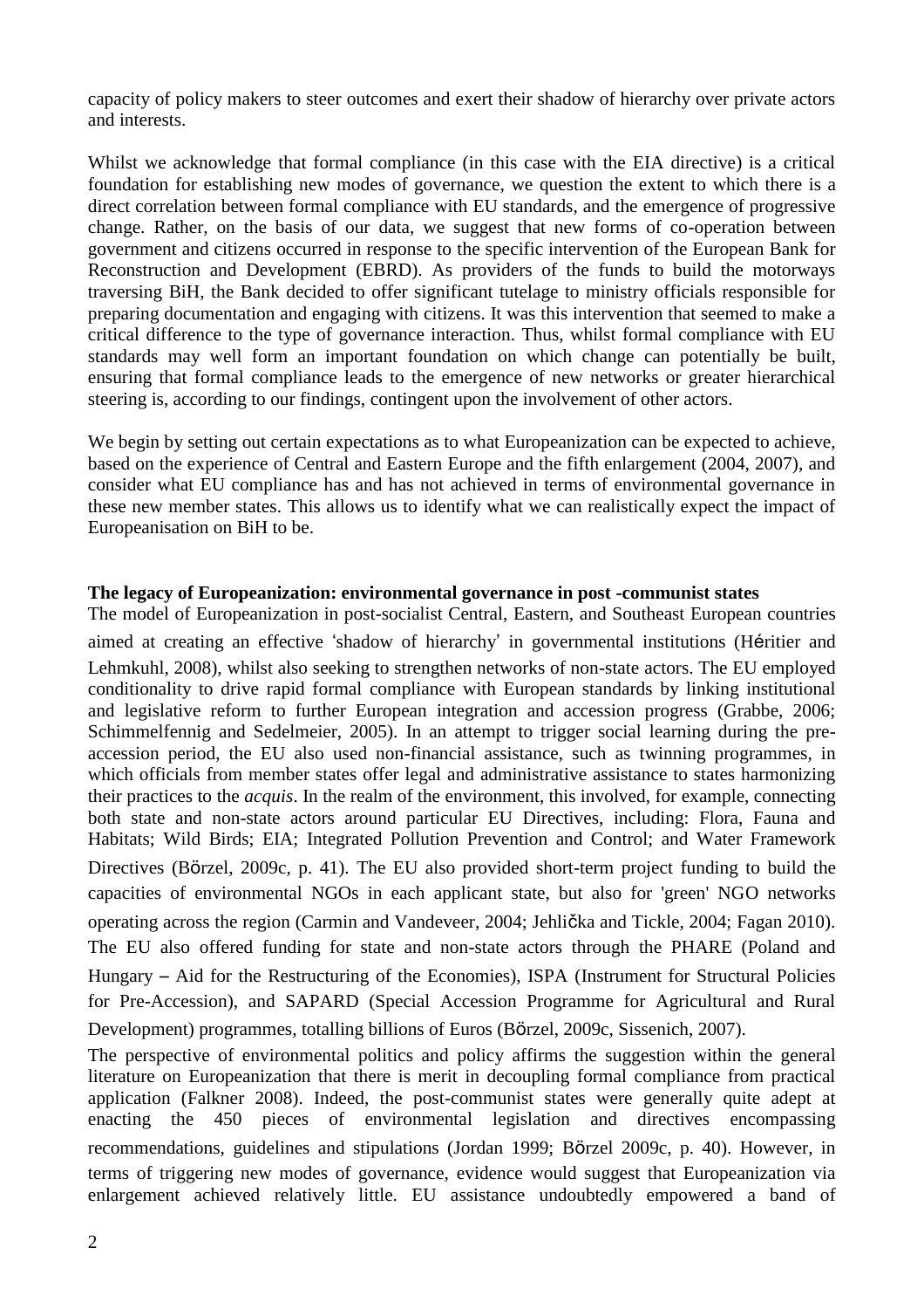capacity of policy makers to steer outcomes and exert their shadow of hierarchy over private actors and interests.

Whilst we acknowledge that formal compliance (in this case with the EIA directive) is a critical foundation for establishing new modes of governance, we question the extent to which there is a direct correlation between formal compliance with EU standards, and the emergence of progressive change. Rather, on the basis of our data, we suggest that new forms of co-operation between government and citizens occurred in response to the specific intervention of the European Bank for Reconstruction and Development (EBRD). As providers of the funds to build the motorways traversing BiH, the Bank decided to offer significant tutelage to ministry officials responsible for preparing documentation and engaging with citizens. It was this intervention that seemed to make a critical difference to the type of governance interaction. Thus, whilst formal compliance with EU standards may well form an important foundation on which change can potentially be built, ensuring that formal compliance leads to the emergence of new networks or greater hierarchical steering is, according to our findings, contingent upon the involvement of other actors.

We begin by setting out certain expectations as to what Europeanization can be expected to achieve, based on the experience of Central and Eastern Europe and the fifth enlargement (2004, 2007), and consider what EU compliance has and has not achieved in terms of environmental governance in these new member states. This allows us to identify what we can realistically expect the impact of Europeanisation on BiH to be.

**The legacy of Europeanization: environmental governance in post -communist states**

The model of Europeanization in post-socialist Central, Eastern, and Southeast European countries aimed at creating an effective 'shadow of hierarchy' in governmental institutions (Héritier and Lehmkuhl, 2008), whilst also seeking to strengthen networks of non-state actors. The EU employed conditionality to drive rapid formal compliance with European standards by linking institutional and legislative reform to further European integration and accession progress (Grabbe, 2006; Schimmelfennig and Sedelmeier, 2005). In an attempt to trigger social learning during the pre-accession period, the EU also used non-financial assistance, such as twinning programmes, in which officials from member states offer legal and administrative assistance to states harmonizing their practices to the *acquis*. In the realm of the environment, this involved, for example, connecting both state and non-state actors around particular EU Directives, including: Flora, Fauna and Habitats; Wild Birds; EIA; Integrated Pollution Prevention and Control; and Water Framework Directives (Börzel, 2009c, p. 41). The EU also provided short-term project funding to build the capacities of environmental NGOs in each applicant state, but also for 'green' NGO networks operating across the region (Carmin and Vandeveer, 2004; Jehlička and Tickle, 2004; Fagan 2010). The EU also offered funding for state and non-state actors through the PHARE (Poland and Hungary – Aid for the Restructuring of the Economies), ISPA (Instrument for Structural Policies for Pre-Accession), and SAPARD (Special Accession Programme for Agricultural and Rural Development) programmes, totalling billions of Euros (Börzel, 2009c, Sissenich, 2007).

The perspective of environmental politics and policy affirms the suggestion within the general literature on Europeanization that there is merit in decoupling formal compliance from practical application (Falkner 2008). Indeed, the post-communist states were generally quite adept at enacting the 450 pieces of environmental legislation and directives encompassing recommendations, guidelines and stipulations (Jordan 1999; Börzel 2009c, p. 40). However, in terms of triggering new modes of governance, evidence would suggest that Europeanization via enlargement achieved relatively little. EU assistance undoubtedly empowered a band of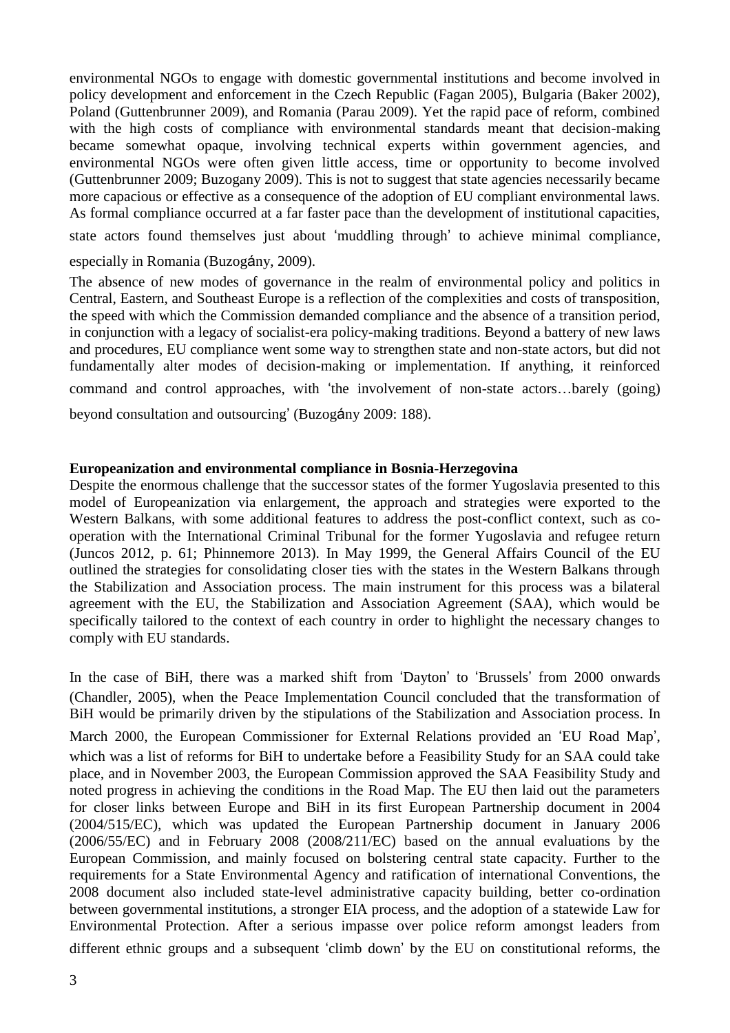environmental NGOs to engage with domestic governmental institutions and become involved in policy development and enforcement in the Czech Republic (Fagan 2005), Bulgaria (Baker 2002), Poland (Guttenbrunner 2009), and Romania (Parau 2009). Yet the rapid pace of reform, combined with the high costs of compliance with environmental standards meant that decision-making became somewhat opaque, involving technical experts within government agencies, and environmental NGOs were often given little access, time or opportunity to become involved (Guttenbrunner 2009; Buzogany 2009). This is not to suggest that state agencies necessarily became more capacious or effective as a consequence of the adoption of EU compliant environmental laws. As formal compliance occurred at a far faster pace than the development of institutional capacities, state actors found themselves just about 'muddling through' to achieve minimal compliance, especially in Romania (Buzogány, 2009).

The absence of new modes of governance in the realm of environmental policy and politics in Central, Eastern, and Southeast Europe is a reflection of the complexities and costs of transposition, the speed with which the Commission demanded compliance and the absence of a transition period, in conjunction with a legacy of socialist-era policy-making traditions. Beyond a battery of new laws and procedures, EU compliance went some way to strengthen state and non-state actors, but did not fundamentally alter modes of decision-making or implementation. If anything, it reinforced command and control approaches, with 'the involvement of non-state actors…barely (going) beyond consultation and outsourcing' (Buzogány 2009: 188).

**Europeanization and environmental compliance in Bosnia-Herzegovina**

Despite the enormous challenge that the successor states of the former Yugoslavia presented to this model of Europeanization via enlargement, the approach and strategies were exported to the Western Balkans, with some additional features to address the post-conflict context, such as co-operation with the International Criminal Tribunal for the former Yugoslavia and refugee return (Juncos 2012, p. 61; Phinnemore 2013). In May 1999, the General Affairs Council of the EU outlined the strategies for consolidating closer ties with the states in the Western Balkans through the Stabilization and Association process. The main instrument for this process was a bilateral agreement with the EU, the Stabilization and Association Agreement (SAA), which would be specifically tailored to the context of each country in order to highlight the necessary changes to comply with EU standards.

In the case of BiH, there was a marked shift from 'Dayton' to 'Brussels' from 2000 onwards (Chandler, 2005), when the Peace Implementation Council concluded that the transformation of BiH would be primarily driven by the stipulations of the Stabilization and Association process. In March 2000, the European Commissioner for External Relations provided an 'EU Road Map', which was a list of reforms for BiH to undertake before a Feasibility Study for an SAA could take place, and in November 2003, the European Commission approved the SAA Feasibility Study and noted progress in achieving the conditions in the Road Map. The EU then laid out the parameters for closer links between Europe and BiH in its first European Partnership document in 2004 (2004/515/EC), which was updated the European Partnership document in January 2006 (2006/55/EC) and in February 2008 (2008/211/EC) based on the annual evaluations by the European Commission, and mainly focused on bolstering central state capacity. Further to the requirements for a State Environmental Agency and ratification of international Conventions, the 2008 document also included state-level administrative capacity building, better co-ordination between governmental institutions, a stronger EIA process, and the adoption of a statewide Law for Environmental Protection. After a serious impasse over police reform amongst leaders from different ethnic groups and a subsequent 'climb down' by the EU on constitutional reforms, the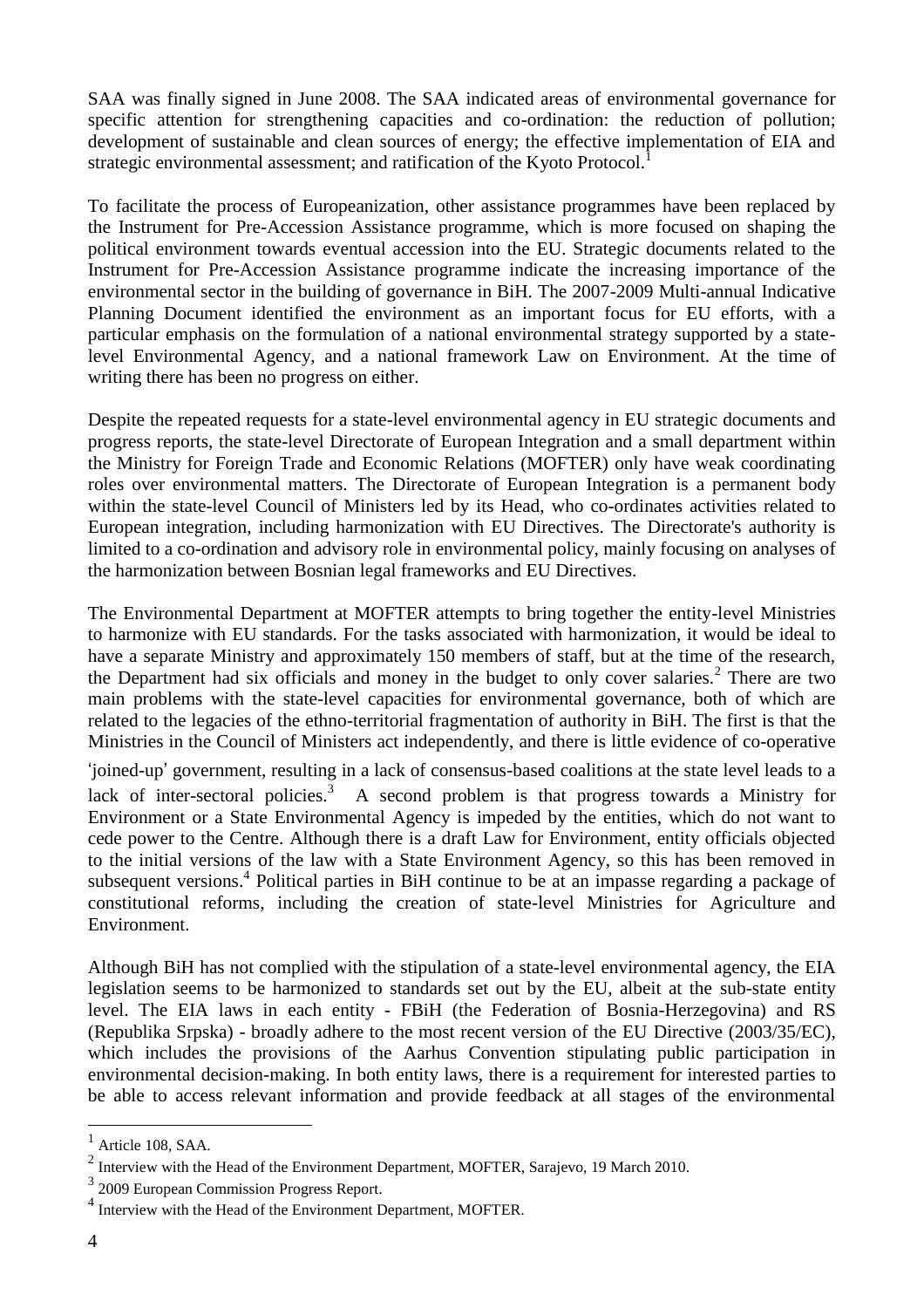SAA was finally signed in June 2008. The SAA indicated areas of environmental governance for specific attention for strengthening capacities and co-ordination: the reduction of pollution; development of sustainable and clean sources of energy; the effective implementation of EIA and strategic environmental assessment; and ratification of the Kyoto Protocol.[1]

To facilitate the process of Europeanization, other assistance programmes have been replaced by the Instrument for Pre-Accession Assistance programme, which is more focused on shaping the political environment towards eventual accession into the EU. Strategic documents related to the Instrument for Pre-Accession Assistance programme indicate the increasing importance of the environmental sector in the building of governance in BiH. The 2007-2009 Multi-annual Indicative Planning Document identified the environment as an important focus for EU efforts, with a particular emphasis on the formulation of a national environmental strategy supported by a state-level Environmental Agency, and a national framework Law on Environment. At the time of writing there has been no progress on either.

Despite the repeated requests for a state-level environmental agency in EU strategic documents and progress reports, the state-level Directorate of European Integration and a small department within the Ministry for Foreign Trade and Economic Relations (MOFTER) only have weak coordinating roles over environmental matters. The Directorate of European Integration is a permanent body within the state-level Council of Ministers led by its Head, who co-ordinates activities related to European integration, including harmonization with EU Directives. The Directorate's authority is limited to a co-ordination and advisory role in environmental policy, mainly focusing on analyses of the harmonization between Bosnian legal frameworks and EU Directives.

The Environmental Department at MOFTER attempts to bring together the entity-level Ministries to harmonize with EU standards. For the tasks associated with harmonization, it would be ideal to have a separate Ministry and approximately 150 members of staff, but at the time of the research, the Department had six officials and money in the budget to only cover salaries.[2] There are two main problems with the state-level capacities for environmental governance, both of which are related to the legacies of the ethno-territorial fragmentation of authority in BiH. The first is that the Ministries in the Council of Ministers act independently, and there is little evidence of co-operative 'joined-up' government, resulting in a lack of consensus-based coalitions at the state level leads to a lack of inter-sectoral policies.[3] A second problem is that progress towards a Ministry for Environment or a State Environmental Agency is impeded by the entities, which do not want to cede power to the Centre. Although there is a draft Law for Environment, entity officials objected to the initial versions of the law with a State Environment Agency, so this has been removed in subsequent versions.[4] Political parties in BiH continue to be at an impasse regarding a package of constitutional reforms, including the creation of state-level Ministries for Agriculture and Environment.

Although BiH has not complied with the stipulation of a state-level environmental agency, the EIA legislation seems to be harmonized to standards set out by the EU, albeit at the sub-state entity level. The EIA laws in each entity - FBiH (the Federation of Bosnia-Herzegovina) and RS (Republika Srpska) - broadly adhere to the most recent version of the EU Directive (2003/35/EC), which includes the provisions of the Aarhus Convention stipulating public participation in environmental decision-making. In both entity laws, there is a requirement for interested parties to be able to access relevant information and provide feedback at all stages of the environmental

[1] Article 108, SAA.

[2] Interview with the Head of the Environment Department, MOFTER, Sarajevo, 19 March 2010.

[3] 2009 European Commission Progress Report.

[4] Interview with the Head of the Environment Department, MOFTER.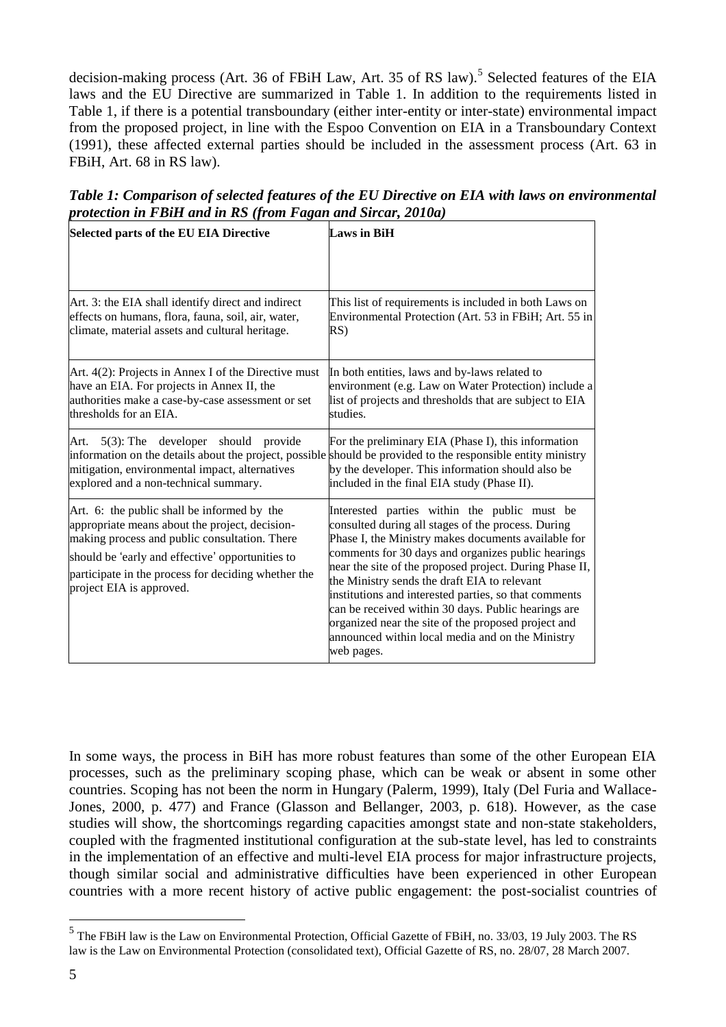decision-making process (Art. 36 of FBiH Law, Art. 35 of RS law).[5] Selected features of the EIA laws and the EU Directive are summarized in Table 1. In addition to the requirements listed in Table 1, if there is a potential transboundary (either inter-entity or inter-state) environmental impact from the proposed project, in line with the Espoo Convention on EIA in a Transboundary Context (1991), these affected external parties should be included in the assessment process (Art. 63 in FBiH, Art. 68 in RS law).

***Table 1: Comparison of selected features of the EU Directive on EIA with laws on environmental protection in FBiH and in RS (from Fagan and Sircar, 2010a)***

| Selected parts of the EU EIA Directive | Laws in BiH |
|---|---|
| Art. 3: the EIA shall identify direct and indirect effects on humans, flora, fauna, soil, air, water, climate, material assets and cultural heritage. | This list of requirements is included in both Laws on Environmental Protection (Art. 53 in FBiH; Art. 55 in RS) |
| Art. 4(2): Projects in Annex I of the Directive must have an EIA. For projects in Annex II, the authorities make a case-by-case assessment or set thresholds for an EIA. | In both entities, laws and by-laws related to environment (e.g. Law on Water Protection) include a list of projects and thresholds that are subject to EIA studies. |
| Art. 5(3): The developer should provide information on the details about the project, possible mitigation, environmental impact, alternatives explored and a non-technical summary. | For the preliminary EIA (Phase I), this information should be provided to the responsible entity ministry by the developer. This information should also be included in the final EIA study (Phase II). |
| Art. 6: the public shall be informed by the appropriate means about the project, decision-making process and public consultation. There should be 'early and effective' opportunities to participate in the process for deciding whether the project EIA is approved. | Interested parties within the public must be consulted during all stages of the process. During Phase I, the Ministry makes documents available for comments for 30 days and organizes public hearings near the site of the proposed project. During Phase II, the Ministry sends the draft EIA to relevant institutions and interested parties, so that comments can be received within 30 days. Public hearings are organized near the site of the proposed project and announced within local media and on the Ministry web pages. |

In some ways, the process in BiH has more robust features than some of the other European EIA processes, such as the preliminary scoping phase, which can be weak or absent in some other countries. Scoping has not been the norm in Hungary (Palerm, 1999), Italy (Del Furia and Wallace-Jones, 2000, p. 477) and France (Glasson and Bellanger, 2003, p. 618). However, as the case studies will show, the shortcomings regarding capacities amongst state and non-state stakeholders, coupled with the fragmented institutional configuration at the sub-state level, has led to constraints in the implementation of an effective and multi-level EIA process for major infrastructure projects, though similar social and administrative difficulties have been experienced in other European countries with a more recent history of active public engagement: the post-socialist countries of

[5] The FBiH law is the Law on Environmental Protection, Official Gazette of FBiH, no. 33/03, 19 July 2003. The RS law is the Law on Environmental Protection (consolidated text), Official Gazette of RS, no. 28/07, 28 March 2007.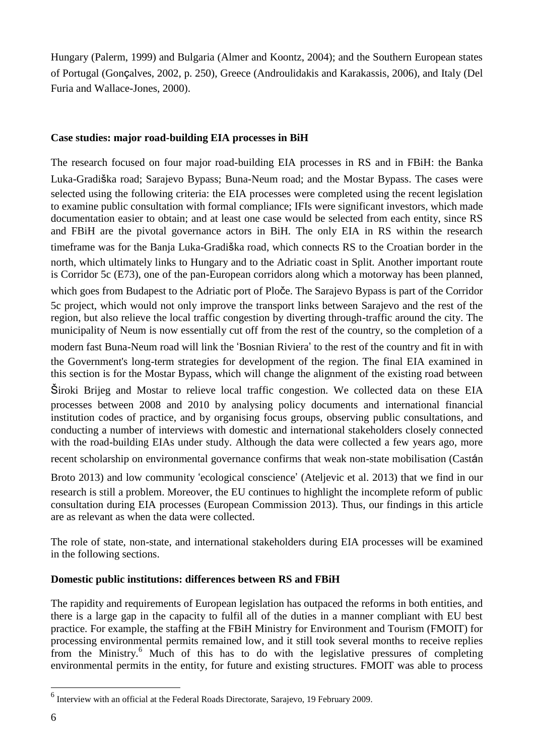Hungary (Palerm, 1999) and Bulgaria (Almer and Koontz, 2004); and the Southern European states of Portugal (Gonçalves, 2002, p. 250), Greece (Androulidakis and Karakassis, 2006), and Italy (Del Furia and Wallace-Jones, 2000).

**Case studies: major road-building EIA processes in BiH**

The research focused on four major road-building EIA processes in RS and in FBiH: the Banka Luka-Gradiška road; Sarajevo Bypass; Buna-Neum road; and the Mostar Bypass. The cases were selected using the following criteria: the EIA processes were completed using the recent legislation to examine public consultation with formal compliance; IFIs were significant investors, which made documentation easier to obtain; and at least one case would be selected from each entity, since RS and FBiH are the pivotal governance actors in BiH. The only EIA in RS within the research timeframe was for the Banja Luka-Gradiška road, which connects RS to the Croatian border in the north, which ultimately links to Hungary and to the Adriatic coast in Split. Another important route is Corridor 5c (E73), one of the pan-European corridors along which a motorway has been planned, which goes from Budapest to the Adriatic port of Ploče. The Sarajevo Bypass is part of the Corridor 5c project, which would not only improve the transport links between Sarajevo and the rest of the region, but also relieve the local traffic congestion by diverting through-traffic around the city. The municipality of Neum is now essentially cut off from the rest of the country, so the completion of a modern fast Buna-Neum road will link the 'Bosnian Riviera' to the rest of the country and fit in with the Government's long-term strategies for development of the region. The final EIA examined in this section is for the Mostar Bypass, which will change the alignment of the existing road between Široki Brijeg and Mostar to relieve local traffic congestion. We collected data on these EIA processes between 2008 and 2010 by analysing policy documents and international financial institution codes of practice, and by organising focus groups, observing public consultations, and conducting a number of interviews with domestic and international stakeholders closely connected with the road-building EIAs under study. Although the data were collected a few years ago, more recent scholarship on environmental governance confirms that weak non-state mobilisation (Castán Broto 2013) and low community 'ecological conscience' (Ateljevic et al. 2013) that we find in our research is still a problem. Moreover, the EU continues to highlight the incomplete reform of public consultation during EIA processes (European Commission 2013). Thus, our findings in this article are as relevant as when the data were collected.

The role of state, non-state, and international stakeholders during EIA processes will be examined in the following sections.

**Domestic public institutions: differences between RS and FBiH**

The rapidity and requirements of European legislation has outpaced the reforms in both entities, and there is a large gap in the capacity to fulfil all of the duties in a manner compliant with EU best practice. For example, the staffing at the FBiH Ministry for Environment and Tourism (FMOIT) for processing environmental permits remained low, and it still took several months to receive replies from the Ministry.[6] Much of this has to do with the legislative pressures of completing environmental permits in the entity, for future and existing structures. FMOIT was able to process

[6] Interview with an official at the Federal Roads Directorate, Sarajevo, 19 February 2009.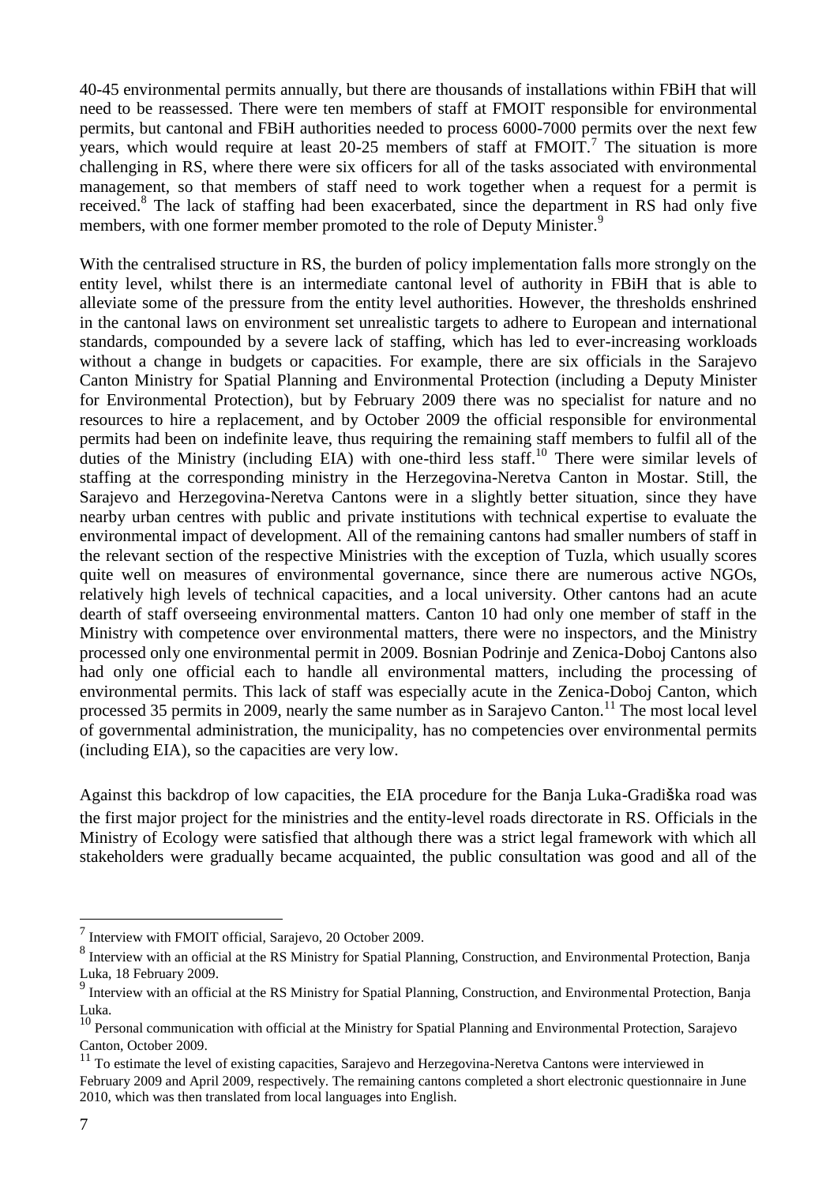40-45 environmental permits annually, but there are thousands of installations within FBiH that will need to be reassessed. There were ten members of staff at FMOIT responsible for environmental permits, but cantonal and FBiH authorities needed to process 6000-7000 permits over the next few years, which would require at least 20-25 members of staff at FMOIT.[7] The situation is more challenging in RS, where there were six officers for all of the tasks associated with environmental management, so that members of staff need to work together when a request for a permit is received.[8] The lack of staffing had been exacerbated, since the department in RS had only five members, with one former member promoted to the role of Deputy Minister.[9]

With the centralised structure in RS, the burden of policy implementation falls more strongly on the entity level, whilst there is an intermediate cantonal level of authority in FBiH that is able to alleviate some of the pressure from the entity level authorities. However, the thresholds enshrined in the cantonal laws on environment set unrealistic targets to adhere to European and international standards, compounded by a severe lack of staffing, which has led to ever-increasing workloads without a change in budgets or capacities. For example, there are six officials in the Sarajevo Canton Ministry for Spatial Planning and Environmental Protection (including a Deputy Minister for Environmental Protection), but by February 2009 there was no specialist for nature and no resources to hire a replacement, and by October 2009 the official responsible for environmental permits had been on indefinite leave, thus requiring the remaining staff members to fulfil all of the duties of the Ministry (including EIA) with one-third less staff.[10] There were similar levels of staffing at the corresponding ministry in the Herzegovina-Neretva Canton in Mostar. Still, the Sarajevo and Herzegovina-Neretva Cantons were in a slightly better situation, since they have nearby urban centres with public and private institutions with technical expertise to evaluate the environmental impact of development. All of the remaining cantons had smaller numbers of staff in the relevant section of the respective Ministries with the exception of Tuzla, which usually scores quite well on measures of environmental governance, since there are numerous active NGOs, relatively high levels of technical capacities, and a local university. Other cantons had an acute dearth of staff overseeing environmental matters. Canton 10 had only one member of staff in the Ministry with competence over environmental matters, there were no inspectors, and the Ministry processed only one environmental permit in 2009. Bosnian Podrinje and Zenica-Doboj Cantons also had only one official each to handle all environmental matters, including the processing of environmental permits. This lack of staff was especially acute in the Zenica-Doboj Canton, which processed 35 permits in 2009, nearly the same number as in Sarajevo Canton.[11] The most local level of governmental administration, the municipality, has no competencies over environmental permits (including EIA), so the capacities are very low.

Against this backdrop of low capacities, the EIA procedure for the Banja Luka-Gradiška road was the first major project for the ministries and the entity-level roads directorate in RS. Officials in the Ministry of Ecology were satisfied that although there was a strict legal framework with which all stakeholders were gradually became acquainted, the public consultation was good and all of the

---

[7] Interview with FMOIT official, Sarajevo, 20 October 2009.

[8] Interview with an official at the RS Ministry for Spatial Planning, Construction, and Environmental Protection, Banja Luka, 18 February 2009.

[9] Interview with an official at the RS Ministry for Spatial Planning, Construction, and Environmental Protection, Banja Luka.

[10] Personal communication with official at the Ministry for Spatial Planning and Environmental Protection, Sarajevo Canton, October 2009.

[11] To estimate the level of existing capacities, Sarajevo and Herzegovina-Neretva Cantons were interviewed in February 2009 and April 2009, respectively. The remaining cantons completed a short electronic questionnaire in June 2010, which was then translated from local languages into English.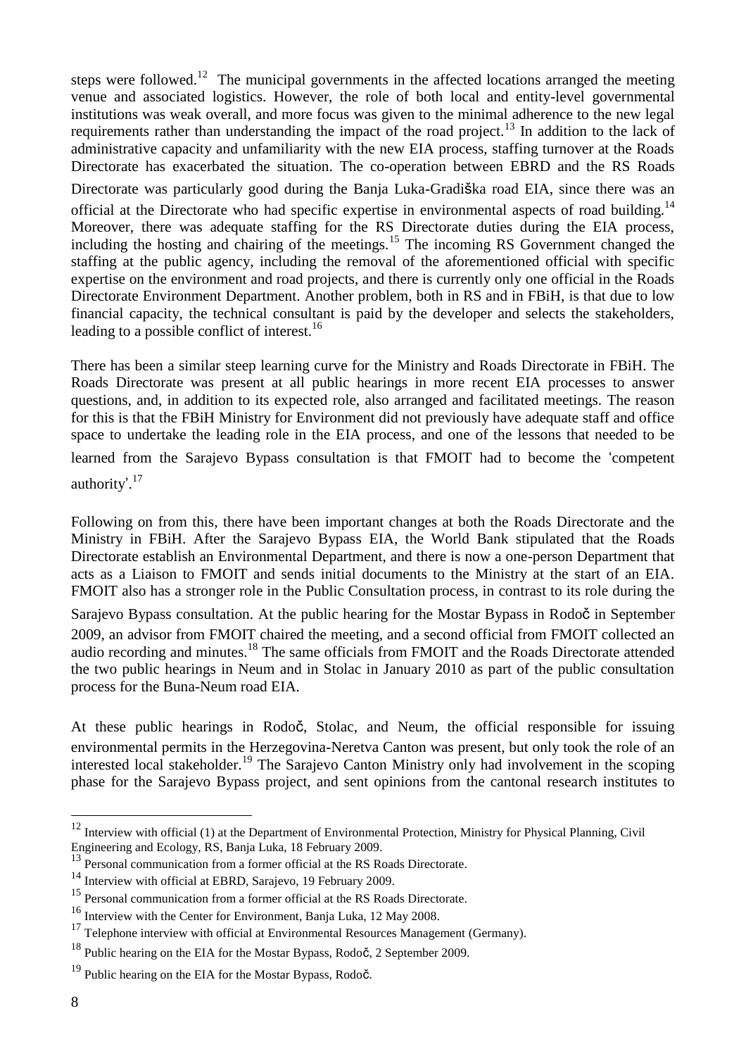steps were followed.[12] The municipal governments in the affected locations arranged the meeting venue and associated logistics. However, the role of both local and entity-level governmental institutions was weak overall, and more focus was given to the minimal adherence to the new legal requirements rather than understanding the impact of the road project.[13] In addition to the lack of administrative capacity and unfamiliarity with the new EIA process, staffing turnover at the Roads Directorate has exacerbated the situation. The co-operation between EBRD and the RS Roads Directorate was particularly good during the Banja Luka-Gradiška road EIA, since there was an official at the Directorate who had specific expertise in environmental aspects of road building.[14] Moreover, there was adequate staffing for the RS Directorate duties during the EIA process, including the hosting and chairing of the meetings.[15] The incoming RS Government changed the staffing at the public agency, including the removal of the aforementioned official with specific expertise on the environment and road projects, and there is currently only one official in the Roads Directorate Environment Department. Another problem, both in RS and in FBiH, is that due to low financial capacity, the technical consultant is paid by the developer and selects the stakeholders, leading to a possible conflict of interest.[16]

There has been a similar steep learning curve for the Ministry and Roads Directorate in FBiH. The Roads Directorate was present at all public hearings in more recent EIA processes to answer questions, and, in addition to its expected role, also arranged and facilitated meetings. The reason for this is that the FBiH Ministry for Environment did not previously have adequate staff and office space to undertake the leading role in the EIA process, and one of the lessons that needed to be learned from the Sarajevo Bypass consultation is that FMOIT had to become the 'competent authority'.[17]

Following on from this, there have been important changes at both the Roads Directorate and the Ministry in FBiH. After the Sarajevo Bypass EIA, the World Bank stipulated that the Roads Directorate establish an Environmental Department, and there is now a one-person Department that acts as a Liaison to FMOIT and sends initial documents to the Ministry at the start of an EIA. FMOIT also has a stronger role in the Public Consultation process, in contrast to its role during the Sarajevo Bypass consultation. At the public hearing for the Mostar Bypass in Rodoč in September 2009, an advisor from FMOIT chaired the meeting, and a second official from FMOIT collected an audio recording and minutes.[18] The same officials from FMOIT and the Roads Directorate attended the two public hearings in Neum and in Stolac in January 2010 as part of the public consultation process for the Buna-Neum road EIA.

At these public hearings in Rodoč, Stolac, and Neum, the official responsible for issuing environmental permits in the Herzegovina-Neretva Canton was present, but only took the role of an interested local stakeholder.[19] The Sarajevo Canton Ministry only had involvement in the scoping phase for the Sarajevo Bypass project, and sent opinions from the cantonal research institutes to

---

[12] Interview with official (1) at the Department of Environmental Protection, Ministry for Physical Planning, Civil Engineering and Ecology, RS, Banja Luka, 18 February 2009.

[13] Personal communication from a former official at the RS Roads Directorate.

[14] Interview with official at EBRD, Sarajevo, 19 February 2009.

[15] Personal communication from a former official at the RS Roads Directorate.

[16] Interview with the Center for Environment, Banja Luka, 12 May 2008.

[17] Telephone interview with official at Environmental Resources Management (Germany).

[18] Public hearing on the EIA for the Mostar Bypass, Rodoč, 2 September 2009.

[19] Public hearing on the EIA for the Mostar Bypass, Rodoč.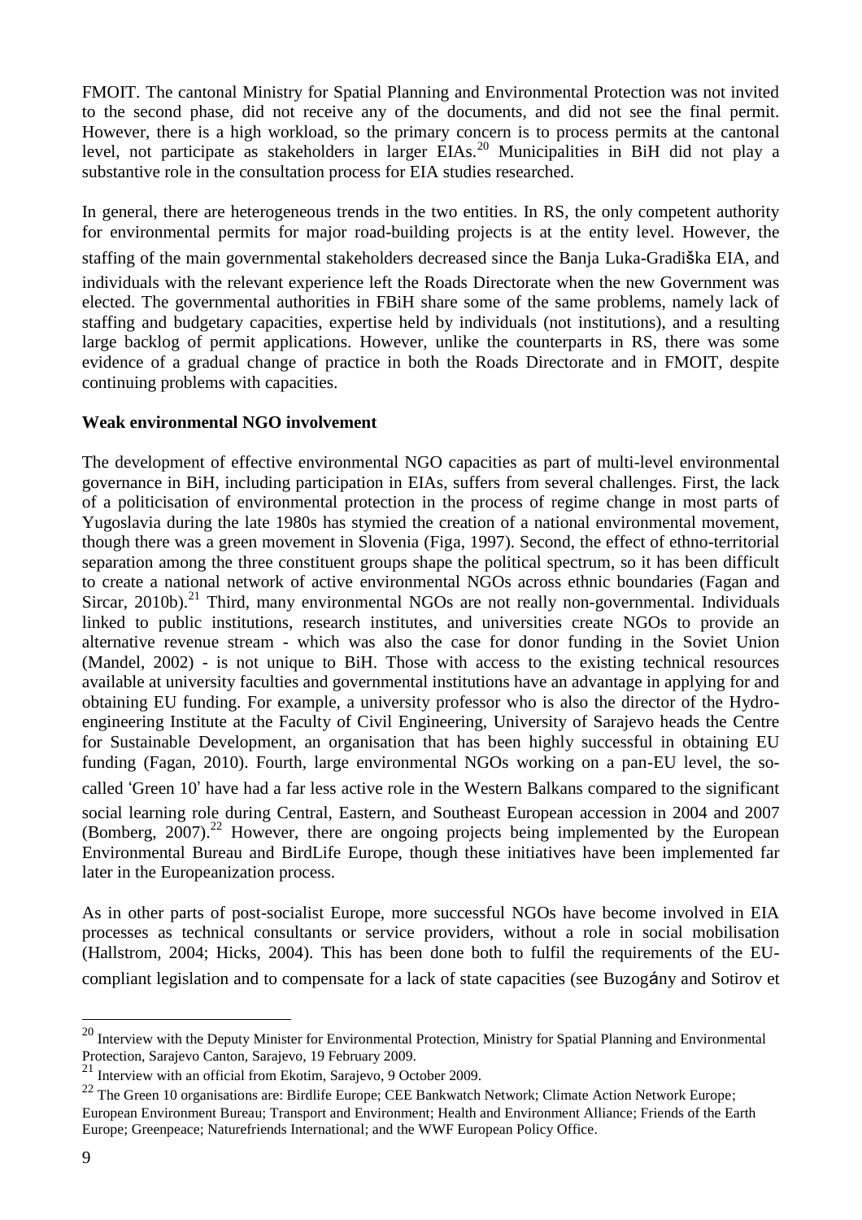FMOIT. The cantonal Ministry for Spatial Planning and Environmental Protection was not invited to the second phase, did not receive any of the documents, and did not see the final permit. However, there is a high workload, so the primary concern is to process permits at the cantonal level, not participate as stakeholders in larger EIAs.[20] Municipalities in BiH did not play a substantive role in the consultation process for EIA studies researched.

In general, there are heterogeneous trends in the two entities. In RS, the only competent authority for environmental permits for major road-building projects is at the entity level. However, the staffing of the main governmental stakeholders decreased since the Banja Luka-Gradiška EIA, and individuals with the relevant experience left the Roads Directorate when the new Government was elected. The governmental authorities in FBiH share some of the same problems, namely lack of staffing and budgetary capacities, expertise held by individuals (not institutions), and a resulting large backlog of permit applications. However, unlike the counterparts in RS, there was some evidence of a gradual change of practice in both the Roads Directorate and in FMOIT, despite continuing problems with capacities.

**Weak environmental NGO involvement**

The development of effective environmental NGO capacities as part of multi-level environmental governance in BiH, including participation in EIAs, suffers from several challenges. First, the lack of a politicisation of environmental protection in the process of regime change in most parts of Yugoslavia during the late 1980s has stymied the creation of a national environmental movement, though there was a green movement in Slovenia (Figa, 1997). Second, the effect of ethno-territorial separation among the three constituent groups shape the political spectrum, so it has been difficult to create a national network of active environmental NGOs across ethnic boundaries (Fagan and Sircar, 2010b).[21] Third, many environmental NGOs are not really non-governmental. Individuals linked to public institutions, research institutes, and universities create NGOs to provide an alternative revenue stream - which was also the case for donor funding in the Soviet Union (Mandel, 2002) - is not unique to BiH. Those with access to the existing technical resources available at university faculties and governmental institutions have an advantage in applying for and obtaining EU funding. For example, a university professor who is also the director of the Hydro-engineering Institute at the Faculty of Civil Engineering, University of Sarajevo heads the Centre for Sustainable Development, an organisation that has been highly successful in obtaining EU funding (Fagan, 2010). Fourth, large environmental NGOs working on a pan-EU level, the so-called 'Green 10' have had a far less active role in the Western Balkans compared to the significant social learning role during Central, Eastern, and Southeast European accession in 2004 and 2007 (Bomberg, 2007).[22] However, there are ongoing projects being implemented by the European Environmental Bureau and BirdLife Europe, though these initiatives have been implemented far later in the Europeanization process.

As in other parts of post-socialist Europe, more successful NGOs have become involved in EIA processes as technical consultants or service providers, without a role in social mobilisation (Hallstrom, 2004; Hicks, 2004). This has been done both to fulfil the requirements of the EU-compliant legislation and to compensate for a lack of state capacities (see Buzogány and Sotirov et

---

[20] Interview with the Deputy Minister for Environmental Protection, Ministry for Spatial Planning and Environmental Protection, Sarajevo Canton, Sarajevo, 19 February 2009.

[21] Interview with an official from Ekotim, Sarajevo, 9 October 2009.

[22] The Green 10 organisations are: Birdlife Europe; CEE Bankwatch Network; Climate Action Network Europe; European Environment Bureau; Transport and Environment; Health and Environment Alliance; Friends of the Earth Europe; Greenpeace; Naturefriends International; and the WWF European Policy Office.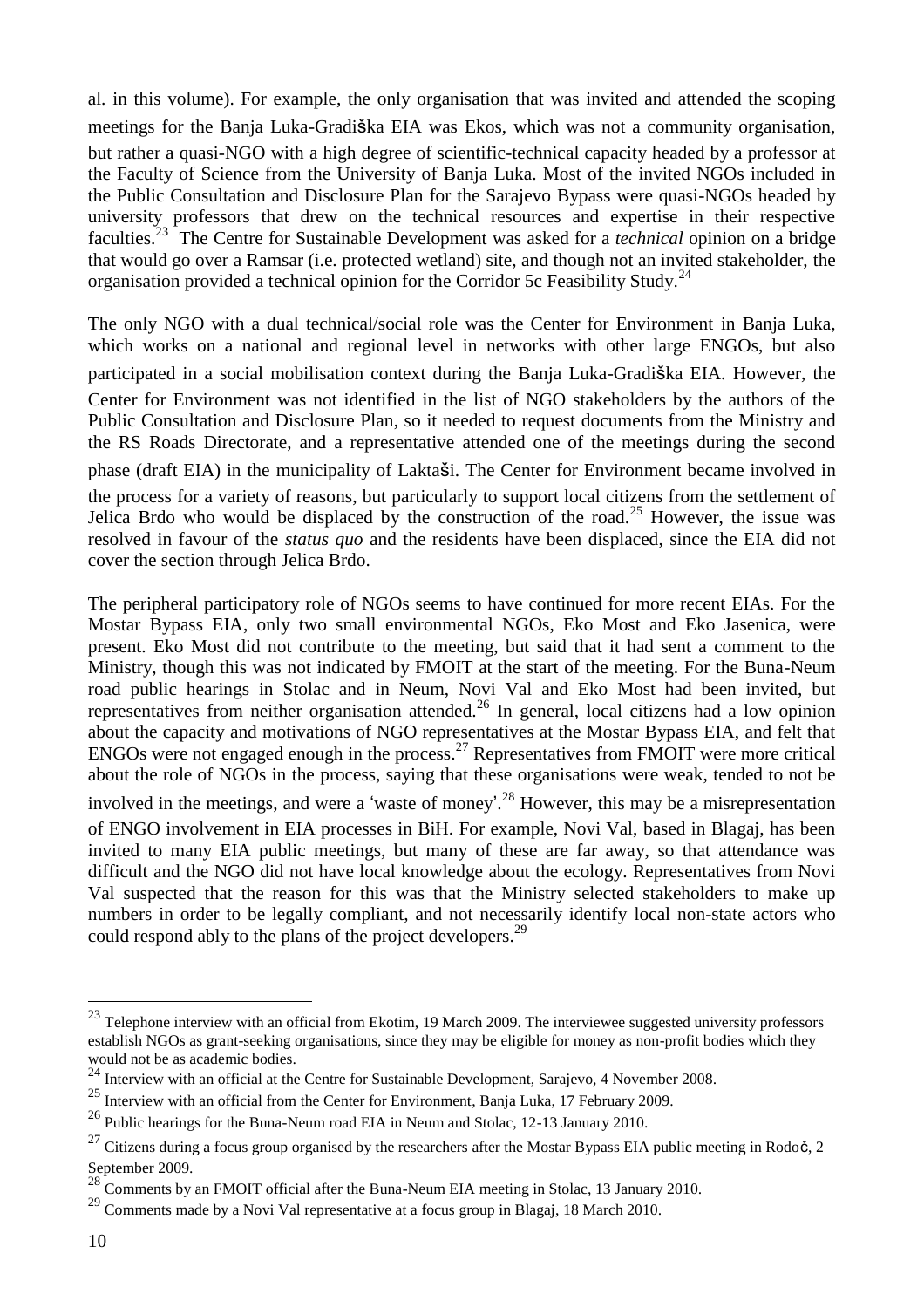al. in this volume). For example, the only organisation that was invited and attended the scoping meetings for the Banja Luka-Gradiška EIA was Ekos, which was not a community organisation, but rather a quasi-NGO with a high degree of scientific-technical capacity headed by a professor at the Faculty of Science from the University of Banja Luka. Most of the invited NGOs included in the Public Consultation and Disclosure Plan for the Sarajevo Bypass were quasi-NGOs headed by university professors that drew on the technical resources and expertise in their respective faculties.[23] The Centre for Sustainable Development was asked for a *technical* opinion on a bridge that would go over a Ramsar (i.e. protected wetland) site, and though not an invited stakeholder, the organisation provided a technical opinion for the Corridor 5c Feasibility Study.[24]

The only NGO with a dual technical/social role was the Center for Environment in Banja Luka, which works on a national and regional level in networks with other large ENGOs, but also participated in a social mobilisation context during the Banja Luka-Gradiška EIA. However, the Center for Environment was not identified in the list of NGO stakeholders by the authors of the Public Consultation and Disclosure Plan, so it needed to request documents from the Ministry and the RS Roads Directorate, and a representative attended one of the meetings during the second phase (draft EIA) in the municipality of Laktaši. The Center for Environment became involved in the process for a variety of reasons, but particularly to support local citizens from the settlement of Jelica Brdo who would be displaced by the construction of the road.[25] However, the issue was resolved in favour of the *status quo* and the residents have been displaced, since the EIA did not cover the section through Jelica Brdo.

The peripheral participatory role of NGOs seems to have continued for more recent EIAs. For the Mostar Bypass EIA, only two small environmental NGOs, Eko Most and Eko Jasenica, were present. Eko Most did not contribute to the meeting, but said that it had sent a comment to the Ministry, though this was not indicated by FMOIT at the start of the meeting. For the Buna-Neum road public hearings in Stolac and in Neum, Novi Val and Eko Most had been invited, but representatives from neither organisation attended.[26] In general, local citizens had a low opinion about the capacity and motivations of NGO representatives at the Mostar Bypass EIA, and felt that ENGOs were not engaged enough in the process.[27] Representatives from FMOIT were more critical about the role of NGOs in the process, saying that these organisations were weak, tended to not be involved in the meetings, and were a 'waste of money'.[28] However, this may be a misrepresentation of ENGO involvement in EIA processes in BiH. For example, Novi Val, based in Blagaj, has been invited to many EIA public meetings, but many of these are far away, so that attendance was difficult and the NGO did not have local knowledge about the ecology. Representatives from Novi Val suspected that the reason for this was that the Ministry selected stakeholders to make up numbers in order to be legally compliant, and not necessarily identify local non-state actors who could respond ably to the plans of the project developers.[29]

---

[23] Telephone interview with an official from Ekotim, 19 March 2009. The interviewee suggested university professors establish NGOs as grant-seeking organisations, since they may be eligible for money as non-profit bodies which they would not be as academic bodies.

[24] Interview with an official at the Centre for Sustainable Development, Sarajevo, 4 November 2008.

[25] Interview with an official from the Center for Environment, Banja Luka, 17 February 2009.

[26] Public hearings for the Buna-Neum road EIA in Neum and Stolac, 12-13 January 2010.

[27] Citizens during a focus group organised by the researchers after the Mostar Bypass EIA public meeting in Rodoč, 2 September 2009.

[28] Comments by an FMOIT official after the Buna-Neum EIA meeting in Stolac, 13 January 2010.

[29] Comments made by a Novi Val representative at a focus group in Blagaj, 18 March 2010.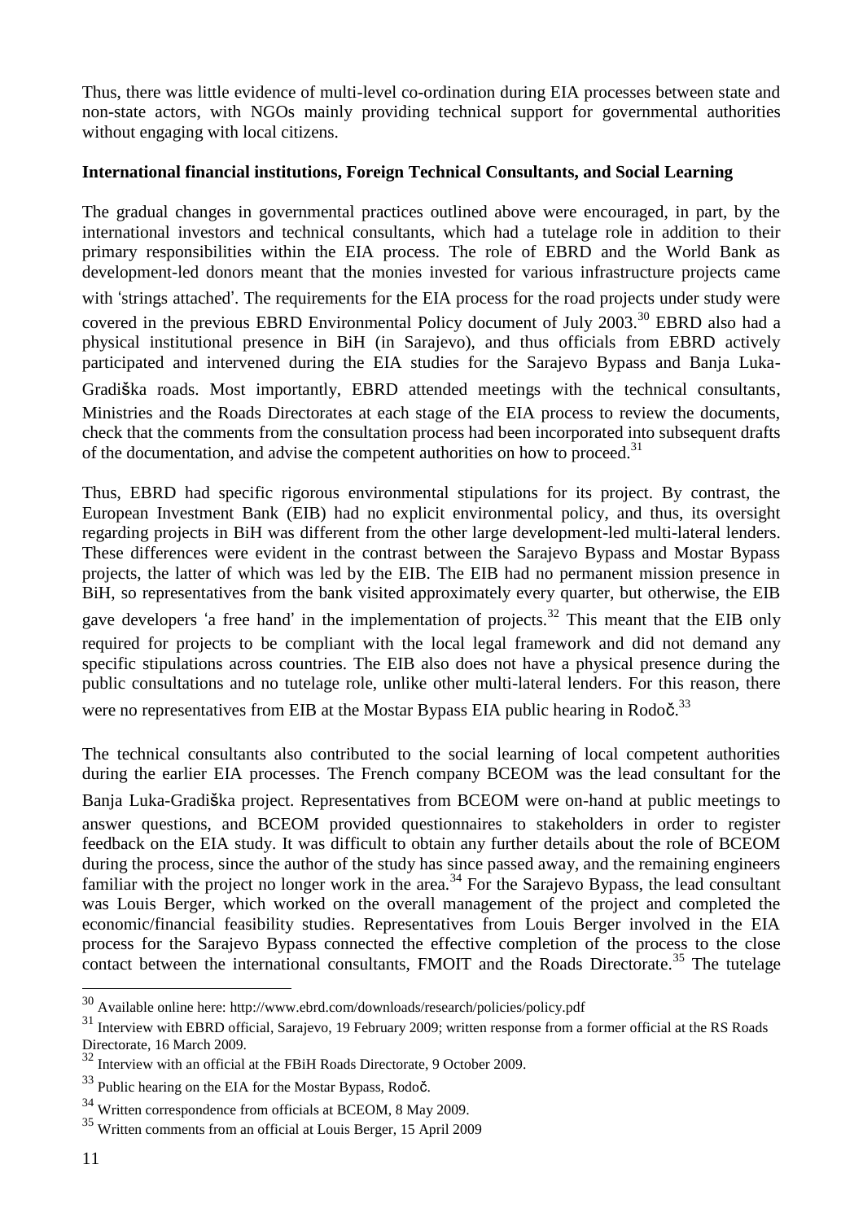Thus, there was little evidence of multi-level co-ordination during EIA processes between state and non-state actors, with NGOs mainly providing technical support for governmental authorities without engaging with local citizens.

**International financial institutions, Foreign Technical Consultants, and Social Learning**

The gradual changes in governmental practices outlined above were encouraged, in part, by the international investors and technical consultants, which had a tutelage role in addition to their primary responsibilities within the EIA process. The role of EBRD and the World Bank as development-led donors meant that the monies invested for various infrastructure projects came with 'strings attached'. The requirements for the EIA process for the road projects under study were covered in the previous EBRD Environmental Policy document of July 2003.[30] EBRD also had a physical institutional presence in BiH (in Sarajevo), and thus officials from EBRD actively participated and intervened during the EIA studies for the Sarajevo Bypass and Banja Luka-Gradiška roads. Most importantly, EBRD attended meetings with the technical consultants, Ministries and the Roads Directorates at each stage of the EIA process to review the documents, check that the comments from the consultation process had been incorporated into subsequent drafts of the documentation, and advise the competent authorities on how to proceed.[31]

Thus, EBRD had specific rigorous environmental stipulations for its project. By contrast, the European Investment Bank (EIB) had no explicit environmental policy, and thus, its oversight regarding projects in BiH was different from the other large development-led multi-lateral lenders. These differences were evident in the contrast between the Sarajevo Bypass and Mostar Bypass projects, the latter of which was led by the EIB. The EIB had no permanent mission presence in BiH, so representatives from the bank visited approximately every quarter, but otherwise, the EIB gave developers 'a free hand' in the implementation of projects.[32] This meant that the EIB only required for projects to be compliant with the local legal framework and did not demand any specific stipulations across countries. The EIB also does not have a physical presence during the public consultations and no tutelage role, unlike other multi-lateral lenders. For this reason, there were no representatives from EIB at the Mostar Bypass EIA public hearing in Rodoč.[33]

The technical consultants also contributed to the social learning of local competent authorities during the earlier EIA processes. The French company BCEOM was the lead consultant for the Banja Luka-Gradiška project. Representatives from BCEOM were on-hand at public meetings to answer questions, and BCEOM provided questionnaires to stakeholders in order to register feedback on the EIA study. It was difficult to obtain any further details about the role of BCEOM during the process, since the author of the study has since passed away, and the remaining engineers familiar with the project no longer work in the area.[34] For the Sarajevo Bypass, the lead consultant was Louis Berger, which worked on the overall management of the project and completed the economic/financial feasibility studies. Representatives from Louis Berger involved in the EIA process for the Sarajevo Bypass connected the effective completion of the process to the close contact between the international consultants, FMOIT and the Roads Directorate.[35] The tutelage

---

[30] Available online here: http://www.ebrd.com/downloads/research/policies/policy.pdf

[31] Interview with EBRD official, Sarajevo, 19 February 2009; written response from a former official at the RS Roads Directorate, 16 March 2009.

[32] Interview with an official at the FBiH Roads Directorate, 9 October 2009.

[33] Public hearing on the EIA for the Mostar Bypass, Rodoč.

[34] Written correspondence from officials at BCEOM, 8 May 2009.

[35] Written comments from an official at Louis Berger, 15 April 2009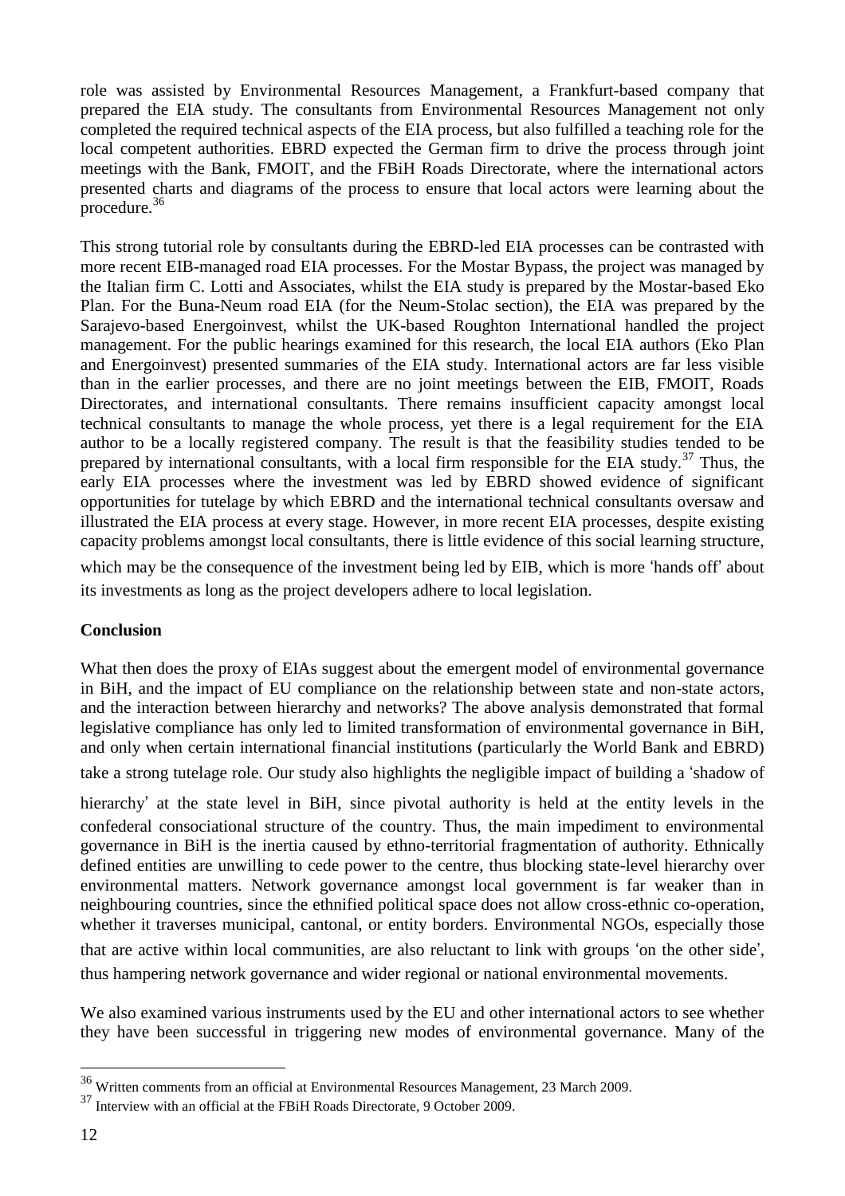role was assisted by Environmental Resources Management, a Frankfurt-based company that prepared the EIA study. The consultants from Environmental Resources Management not only completed the required technical aspects of the EIA process, but also fulfilled a teaching role for the local competent authorities. EBRD expected the German firm to drive the process through joint meetings with the Bank, FMOIT, and the FBiH Roads Directorate, where the international actors presented charts and diagrams of the process to ensure that local actors were learning about the procedure.[36]

This strong tutorial role by consultants during the EBRD-led EIA processes can be contrasted with more recent EIB-managed road EIA processes. For the Mostar Bypass, the project was managed by the Italian firm C. Lotti and Associates, whilst the EIA study is prepared by the Mostar-based Eko Plan. For the Buna-Neum road EIA (for the Neum-Stolac section), the EIA was prepared by the Sarajevo-based Energoinvest, whilst the UK-based Roughton International handled the project management. For the public hearings examined for this research, the local EIA authors (Eko Plan and Energoinvest) presented summaries of the EIA study. International actors are far less visible than in the earlier processes, and there are no joint meetings between the EIB, FMOIT, Roads Directorates, and international consultants. There remains insufficient capacity amongst local technical consultants to manage the whole process, yet there is a legal requirement for the EIA author to be a locally registered company. The result is that the feasibility studies tended to be prepared by international consultants, with a local firm responsible for the EIA study.[37] Thus, the early EIA processes where the investment was led by EBRD showed evidence of significant opportunities for tutelage by which EBRD and the international technical consultants oversaw and illustrated the EIA process at every stage. However, in more recent EIA processes, despite existing capacity problems amongst local consultants, there is little evidence of this social learning structure, which may be the consequence of the investment being led by EIB, which is more 'hands off' about its investments as long as the project developers adhere to local legislation.

**Conclusion**

What then does the proxy of EIAs suggest about the emergent model of environmental governance in BiH, and the impact of EU compliance on the relationship between state and non-state actors, and the interaction between hierarchy and networks? The above analysis demonstrated that formal legislative compliance has only led to limited transformation of environmental governance in BiH, and only when certain international financial institutions (particularly the World Bank and EBRD) take a strong tutelage role. Our study also highlights the negligible impact of building a 'shadow of hierarchy' at the state level in BiH, since pivotal authority is held at the entity levels in the confederal consociational structure of the country. Thus, the main impediment to environmental governance in BiH is the inertia caused by ethno-territorial fragmentation of authority. Ethnically defined entities are unwilling to cede power to the centre, thus blocking state-level hierarchy over environmental matters. Network governance amongst local government is far weaker than in neighbouring countries, since the ethnified political space does not allow cross-ethnic co-operation, whether it traverses municipal, cantonal, or entity borders. Environmental NGOs, especially those that are active within local communities, are also reluctant to link with groups 'on the other side', thus hampering network governance and wider regional or national environmental movements.

We also examined various instruments used by the EU and other international actors to see whether they have been successful in triggering new modes of environmental governance. Many of the

---

[36] Written comments from an official at Environmental Resources Management, 23 March 2009.

[37] Interview with an official at the FBiH Roads Directorate, 9 October 2009.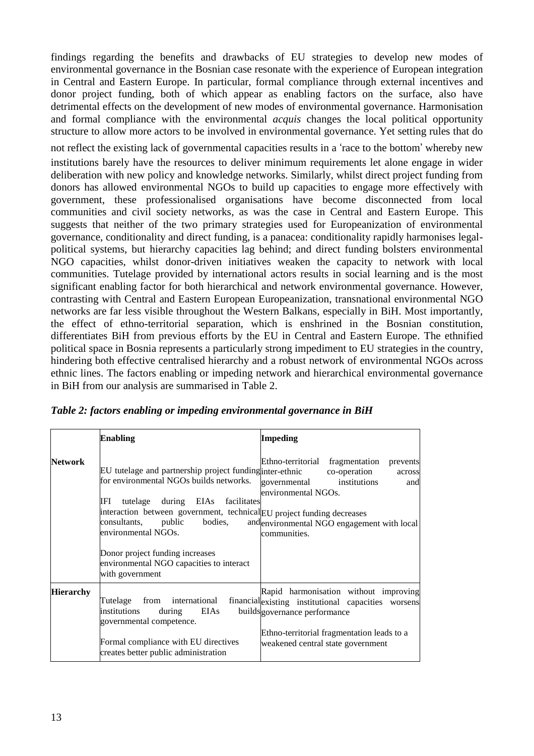findings regarding the benefits and drawbacks of EU strategies to develop new modes of environmental governance in the Bosnian case resonate with the experience of European integration in Central and Eastern Europe. In particular, formal compliance through external incentives and donor project funding, both of which appear as enabling factors on the surface, also have detrimental effects on the development of new modes of environmental governance. Harmonisation and formal compliance with the environmental *acquis* changes the local political opportunity structure to allow more actors to be involved in environmental governance. Yet setting rules that do not reflect the existing lack of governmental capacities results in a 'race to the bottom' whereby new institutions barely have the resources to deliver minimum requirements let alone engage in wider deliberation with new policy and knowledge networks. Similarly, whilst direct project funding from donors has allowed environmental NGOs to build up capacities to engage more effectively with government, these professionalised organisations have become disconnected from local communities and civil society networks, as was the case in Central and Eastern Europe. This suggests that neither of the two primary strategies used for Europeanization of environmental governance, conditionality and direct funding, is a panacea: conditionality rapidly harmonises legal-political systems, but hierarchy capacities lag behind; and direct funding bolsters environmental NGO capacities, whilst donor-driven initiatives weaken the capacity to network with local communities. Tutelage provided by international actors results in social learning and is the most significant enabling factor for both hierarchical and network environmental governance. However, contrasting with Central and Eastern European Europeanization, transnational environmental NGO networks are far less visible throughout the Western Balkans, especially in BiH. Most importantly, the effect of ethno-territorial separation, which is enshrined in the Bosnian constitution, differentiates BiH from previous efforts by the EU in Central and Eastern Europe. The ethnified political space in Bosnia represents a particularly strong impediment to EU strategies in the country, hindering both effective centralised hierarchy and a robust network of environmental NGOs across ethnic lines. The factors enabling or impeding network and hierarchical environmental governance in BiH from our analysis are summarised in Table 2.

***Table 2: factors enabling or impeding environmental governance in BiH***

| | **Enabling** | **Impeding** |
|---|---|---|
| **Network** | EU tutelage and partnership project funding for environmental NGOs builds networks.<br><br>IFI tutelage during EIAs facilitates interaction between government, technical consultants, public bodies, and environmental NGOs.<br><br>Donor project funding increases environmental NGO capacities to interact with government | Ethno-territorial fragmentation prevents inter-ethnic co-operation across governmental institutions and environmental NGOs.<br><br>EU project funding decreases environmental NGO engagement with local communities. |
| **Hierarchy** | Tutelage from international financial institutions during EIAs builds governmental competence.<br><br>Formal compliance with EU directives creates better public administration | Rapid harmonisation without improving existing institutional capacities worsens governance performance<br><br>Ethno-territorial fragmentation leads to a weakened central state government |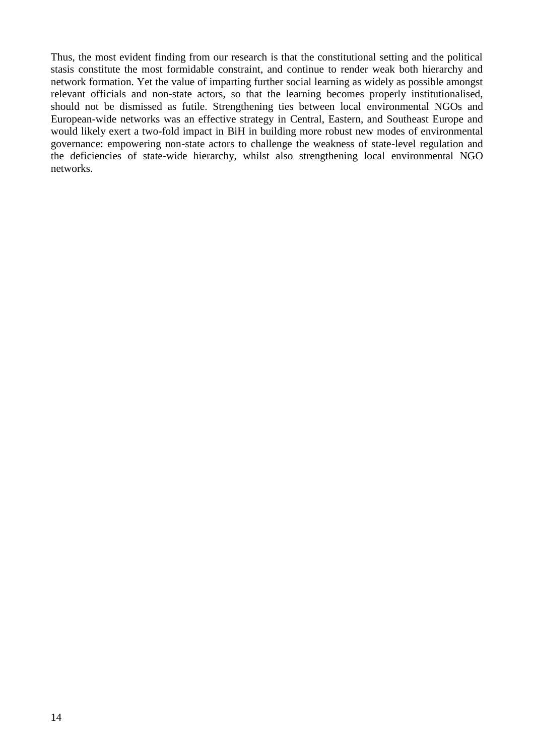Thus, the most evident finding from our research is that the constitutional setting and the political stasis constitute the most formidable constraint, and continue to render weak both hierarchy and network formation. Yet the value of imparting further social learning as widely as possible amongst relevant officials and non-state actors, so that the learning becomes properly institutionalised, should not be dismissed as futile. Strengthening ties between local environmental NGOs and European-wide networks was an effective strategy in Central, Eastern, and Southeast Europe and would likely exert a two-fold impact in BiH in building more robust new modes of environmental governance: empowering non-state actors to challenge the weakness of state-level regulation and the deficiencies of state-wide hierarchy, whilst also strengthening local environmental NGO networks.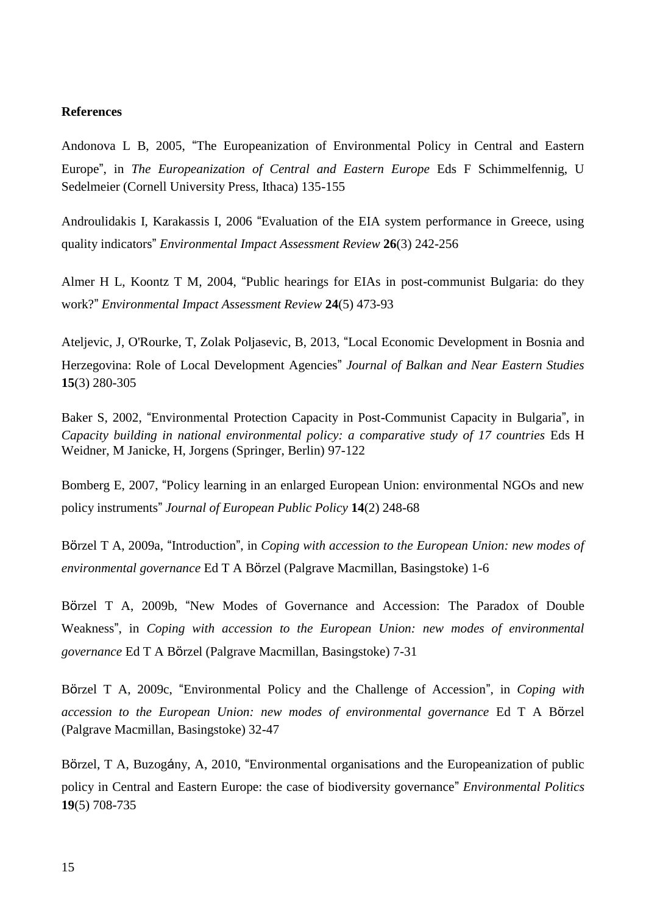**References**

Andonova L B, 2005, "The Europeanization of Environmental Policy in Central and Eastern Europe", in *The Europeanization of Central and Eastern Europe* Eds F Schimmelfennig, U Sedelmeier (Cornell University Press, Ithaca) 135-155

Androulidakis I, Karakassis I, 2006 "Evaluation of the EIA system performance in Greece, using quality indicators" *Environmental Impact Assessment Review* **26**(3) 242-256

Almer H L, Koontz T M, 2004, "Public hearings for EIAs in post-communist Bulgaria: do they work?" *Environmental Impact Assessment Review* **24**(5) 473-93

Ateljevic, J, O'Rourke, T, Zolak Poljasevic, B, 2013, "Local Economic Development in Bosnia and Herzegovina: Role of Local Development Agencies" *Journal of Balkan and Near Eastern Studies* **15**(3) 280-305

Baker S, 2002, "Environmental Protection Capacity in Post-Communist Capacity in Bulgaria", in *Capacity building in national environmental policy: a comparative study of 17 countries* Eds H Weidner, M Janicke, H, Jorgens (Springer, Berlin) 97-122

Bomberg E, 2007, "Policy learning in an enlarged European Union: environmental NGOs and new policy instruments" *Journal of European Public Policy* **14**(2) 248-68

Börzel T A, 2009a, "Introduction", in *Coping with accession to the European Union: new modes of environmental governance* Ed T A Börzel (Palgrave Macmillan, Basingstoke) 1-6

Börzel T A, 2009b, "New Modes of Governance and Accession: The Paradox of Double Weakness", in *Coping with accession to the European Union: new modes of environmental governance* Ed T A Börzel (Palgrave Macmillan, Basingstoke) 7-31

Börzel T A, 2009c, "Environmental Policy and the Challenge of Accession", in *Coping with accession to the European Union: new modes of environmental governance* Ed T A Börzel (Palgrave Macmillan, Basingstoke) 32-47

Börzel, T A, Buzogány, A, 2010, "Environmental organisations and the Europeanization of public policy in Central and Eastern Europe: the case of biodiversity governance" *Environmental Politics* **19**(5) 708-735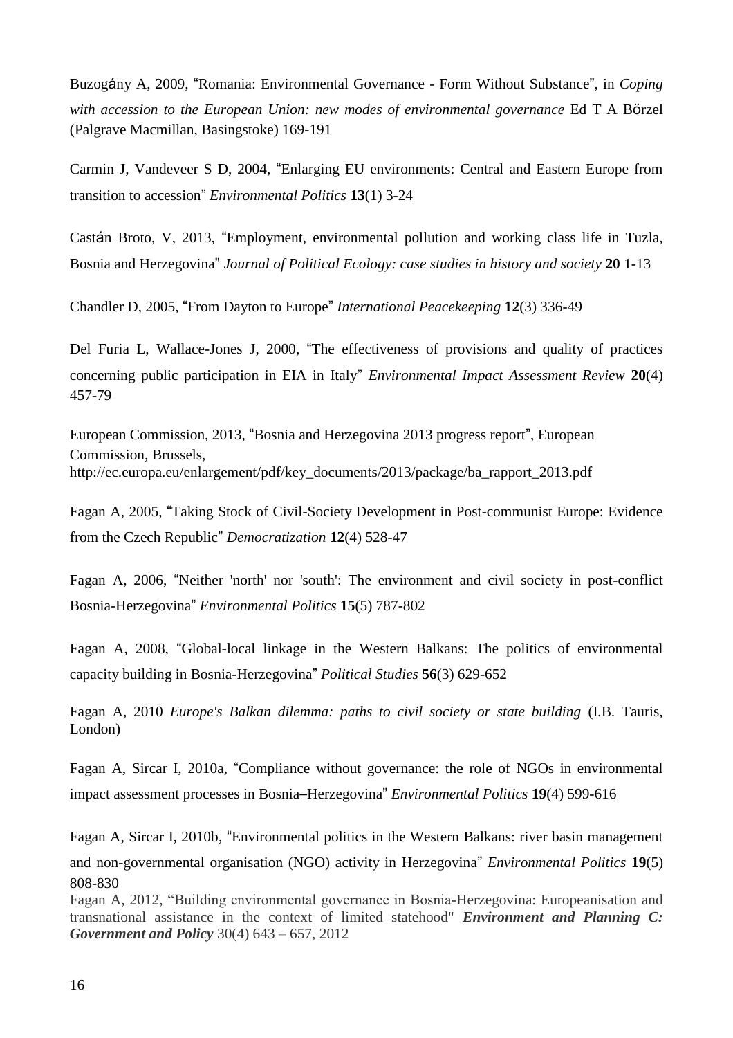Buzogány A, 2009, "Romania: Environmental Governance - Form Without Substance", in *Coping with accession to the European Union: new modes of environmental governance* Ed T A Börzel (Palgrave Macmillan, Basingstoke) 169-191

Carmin J, Vandeveer S D, 2004, "Enlarging EU environments: Central and Eastern Europe from transition to accession" *Environmental Politics* **13**(1) 3-24

Castán Broto, V, 2013, "Employment, environmental pollution and working class life in Tuzla, Bosnia and Herzegovina" *Journal of Political Ecology: case studies in history and society* **20** 1-13

Chandler D, 2005, "From Dayton to Europe" *International Peacekeeping* **12**(3) 336-49

Del Furia L, Wallace-Jones J, 2000, "The effectiveness of provisions and quality of practices concerning public participation in EIA in Italy" *Environmental Impact Assessment Review* **20**(4) 457-79

European Commission, 2013, "Bosnia and Herzegovina 2013 progress report", European Commission, Brussels, http://ec.europa.eu/enlargement/pdf/key_documents/2013/package/ba_rapport_2013.pdf

Fagan A, 2005, "Taking Stock of Civil-Society Development in Post-communist Europe: Evidence from the Czech Republic" *Democratization* **12**(4) 528-47

Fagan A, 2006, "Neither 'north' nor 'south': The environment and civil society in post-conflict Bosnia-Herzegovina" *Environmental Politics* **15**(5) 787-802

Fagan A, 2008, "Global-local linkage in the Western Balkans: The politics of environmental capacity building in Bosnia-Herzegovina" *Political Studies* **56**(3) 629-652

Fagan A, 2010 *Europe's Balkan dilemma: paths to civil society or state building* (I.B. Tauris, London)

Fagan A, Sircar I, 2010a, "Compliance without governance: the role of NGOs in environmental impact assessment processes in Bosnia–Herzegovina" *Environmental Politics* **19**(4) 599-616

Fagan A, Sircar I, 2010b, "Environmental politics in the Western Balkans: river basin management and non-governmental organisation (NGO) activity in Herzegovina" *Environmental Politics* **19**(5) 808-830

Fagan A, 2012, "Building environmental governance in Bosnia-Herzegovina: Europeanisation and transnational assistance in the context of limited statehood" ***Environment and Planning C: Government and Policy*** 30(4) 643 – 657, 2012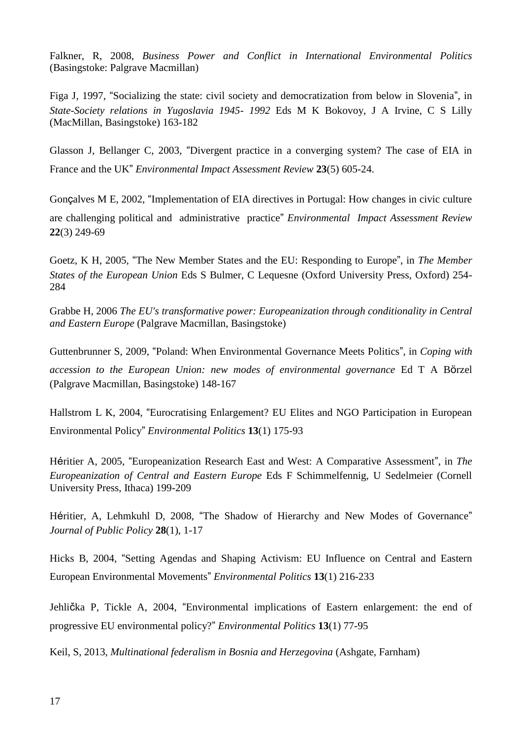Falkner, R, 2008, *Business Power and Conflict in International Environmental Politics* (Basingstoke: Palgrave Macmillan)

Figa J, 1997, "Socializing the state: civil society and democratization from below in Slovenia", in *State-Society relations in Yugoslavia 1945- 1992* Eds M K Bokovoy, J A Irvine, C S Lilly (MacMillan, Basingstoke) 163-182

Glasson J, Bellanger C, 2003, "Divergent practice in a converging system? The case of EIA in France and the UK" *Environmental Impact Assessment Review* **23**(5) 605-24.

Gonçalves M E, 2002, "Implementation of EIA directives in Portugal: How changes in civic culture are challenging political and administrative practice" *Environmental Impact Assessment Review* **22**(3) 249-69

Goetz, K H, 2005, "The New Member States and the EU: Responding to Europe", in *The Member States of the European Union* Eds S Bulmer, C Lequesne (Oxford University Press, Oxford) 254-284

Grabbe H, 2006 *The EU's transformative power: Europeanization through conditionality in Central and Eastern Europe* (Palgrave Macmillan, Basingstoke)

Guttenbrunner S, 2009, "Poland: When Environmental Governance Meets Politics", in *Coping with accession to the European Union: new modes of environmental governance* Ed T A Börzel (Palgrave Macmillan, Basingstoke) 148-167

Hallstrom L K, 2004, "Eurocratising Enlargement? EU Elites and NGO Participation in European Environmental Policy" *Environmental Politics* **13**(1) 175-93

Héritier A, 2005, "Europeanization Research East and West: A Comparative Assessment", in *The Europeanization of Central and Eastern Europe* Eds F Schimmelfennig, U Sedelmeier (Cornell University Press, Ithaca) 199-209

Héritier, A, Lehmkuhl D, 2008, "The Shadow of Hierarchy and New Modes of Governance" *Journal of Public Policy* **28**(1), 1-17

Hicks B, 2004, "Setting Agendas and Shaping Activism: EU Influence on Central and Eastern European Environmental Movements" *Environmental Politics* **13**(1) 216-233

Jehlička P, Tickle A, 2004, "Environmental implications of Eastern enlargement: the end of progressive EU environmental policy?" *Environmental Politics* **13**(1) 77-95

Keil, S, 2013, *Multinational federalism in Bosnia and Herzegovina* (Ashgate, Farnham)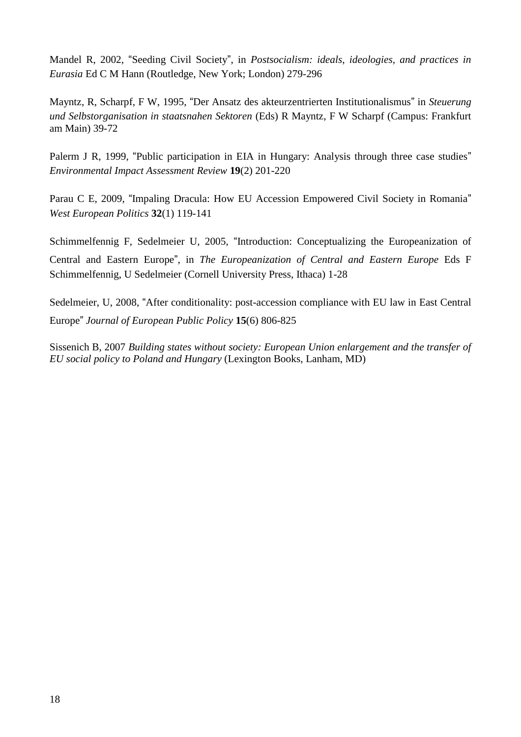Mandel R, 2002, "Seeding Civil Society", in *Postsocialism: ideals, ideologies, and practices in Eurasia* Ed C M Hann (Routledge, New York; London) 279-296

Mayntz, R, Scharpf, F W, 1995, "Der Ansatz des akteurzentrierten Institutionalismus" in *Steuerung und Selbstorganisation in staatsnahen Sektoren* (Eds) R Mayntz, F W Scharpf (Campus: Frankfurt am Main) 39-72

Palerm J R, 1999, "Public participation in EIA in Hungary: Analysis through three case studies" *Environmental Impact Assessment Review* **19**(2) 201-220

Parau C E, 2009, "Impaling Dracula: How EU Accession Empowered Civil Society in Romania" *West European Politics* **32**(1) 119-141

Schimmelfennig F, Sedelmeier U, 2005, "Introduction: Conceptualizing the Europeanization of Central and Eastern Europe", in *The Europeanization of Central and Eastern Europe* Eds F Schimmelfennig, U Sedelmeier (Cornell University Press, Ithaca) 1-28

Sedelmeier, U, 2008, "After conditionality: post-accession compliance with EU law in East Central Europe" *Journal of European Public Policy* **15**(6) 806-825

Sissenich B, 2007 *Building states without society: European Union enlargement and the transfer of EU social policy to Poland and Hungary* (Lexington Books, Lanham, MD)